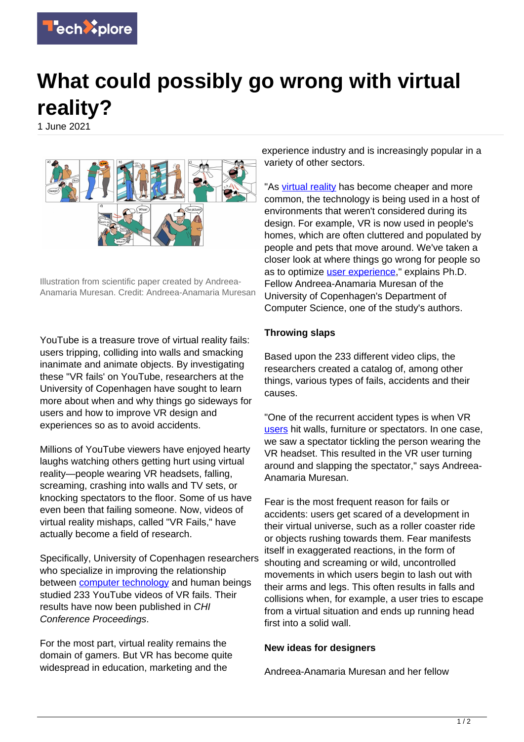# What could possibly go wrong with virtual reality?

1 June 2021

Illustration from scientific paper created by Andreea-Anamaria Muresan. Credit: Andreea-Anamaria Muresan

YouTube is a treasure trove of virtual reality fails: users tripping, colliding into walls and smacking inanimate and animate objects. By investigating these "VR fails' on YouTube, researchers at the University of Copenhagen have sought to learn more about when and why things go sideways for users and how to improve VR design and experiences so as to avoid accidents.

Millions of YouTube viewers have enjoyed hearty laughs watching others getting hurt using virtual reality—people wearing VR headsets, falling, screaming, crashing into walls and TV sets, or knocking spectators to the floor. Some of us have even been that failing someone. Now, videos of virtual reality mishaps, called "VR Fails," have actually become a field of research.

Specifically, University of Copenhagen researchers who specialize in improving the relationship between computer technology and human beings studied 233 YouTube videos of VR fails. Their results have now been published in *CHI Conference Proceedings*.

For the most part, virtual reality remains the domain of gamers. But VR has become quite widespread in education, marketing and the experience industry and is increasingly popular in a variety of other sectors.

"As virtual reality has become cheaper and more common, the technology is being used in a host of environments that weren't considered during its design. For example, VR is now used in people's homes, which are often cluttered and populated by people and pets that move around. We've taken a closer look at where things go wrong for people so as to optimize user experience," explains Ph.D. Fellow Andreea-Anamaria Muresan of the University of Copenhagen's Department of Computer Science, one of the study's authors.

### Throwing slaps

Based upon the 233 different video clips, the researchers created a catalog of, among other things, various types of fails, accidents and their causes.

"One of the recurrent accident types is when VR users hit walls, furniture or spectators. In one case, we saw a spectator tickling the person wearing the VR headset. This resulted in the VR user turning around and slapping the spectator," says Andreea-Anamaria Muresan.

Fear is the most frequent reason for fails or accidents: users get scared of a development in their virtual universe, such as a roller coaster ride or objects rushing towards them. Fear manifests itself in exaggerated reactions, in the form of shouting and screaming or wild, uncontrolled movements in which users begin to lash out with their arms and legs. This often results in falls and collisions when, for example, a user tries to escape from a virtual situation and ends up running head first into a solid wall.

### New ideas for designers

Andreea-Anamaria Muresan and her fellow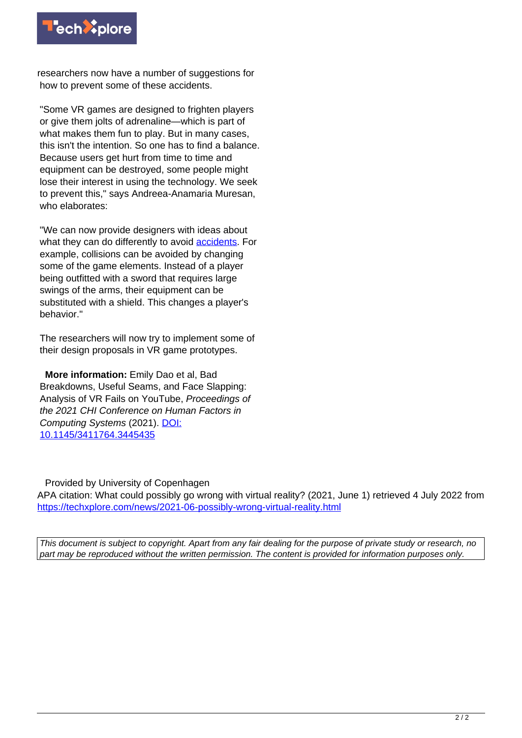researchers now have a number of suggestions for how to prevent some of these accidents.

"Some VR games are designed to frighten players or give them jolts of adrenaline—which is part of what makes them fun to play. But in many cases, this isn't the intention. So one has to find a balance. Because users get hurt from time to time and equipment can be destroyed, some people might lose their interest in using the technology. We seek to prevent this," says Andreea-Anamaria Muresan, who elaborates:

"We can now provide designers with ideas about what they can do differently to avoid [accidents](). For example, collisions can be avoided by changing some of the game elements. Instead of a player being outfitted with a sword that requires large swings of the arms, their equipment can be substituted with a shield. This changes a player's behavior."

The researchers will now try to implement some of their design proposals in VR game prototypes.

**More information:** Emily Dao et al, Bad Breakdowns, Useful Seams, and Face Slapping: Analysis of VR Fails on YouTube, *Proceedings of the 2021 CHI Conference on Human Factors in Computing Systems* (2021). [DOI: 10.1145/3411764.3445435]()

Provided by University of Copenhagen

APA citation: What could possibly go wrong with virtual reality? (2021, June 1) retrieved 4 July 2022 from https://techxplore.com/news/2021-06-possibly-wrong-virtual-reality.html

*This document is subject to copyright. Apart from any fair dealing for the purpose of private study or research, no part may be reproduced without the written permission. The content is provided for information purposes only.*